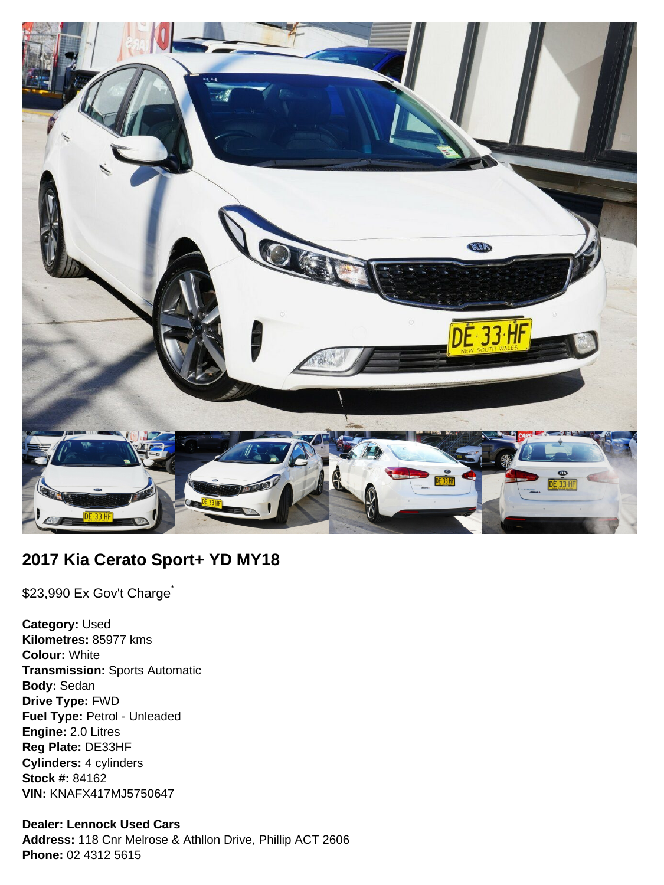## 2017 Kia Cerato Sport+ YD MY18

$23,990 Ex Gov't Charge*

**Category:** Used
**Kilometres:** 85977 kms
**Colour:** White
**Transmission:** Sports Automatic
**Body:** Sedan
**Drive Type:** FWD
**Fuel Type:** Petrol - Unleaded
**Engine:** 2.0 Litres
**Reg Plate:** DE33HF
**Cylinders:** 4 cylinders
**Stock #:** 84162
**VIN:** KNAFX417MJ5750647

**Dealer: Lennock Used Cars**
**Address:** 118 Cnr Melrose & Athllon Drive, Phillip ACT 2606
**Phone:** 02 4312 5615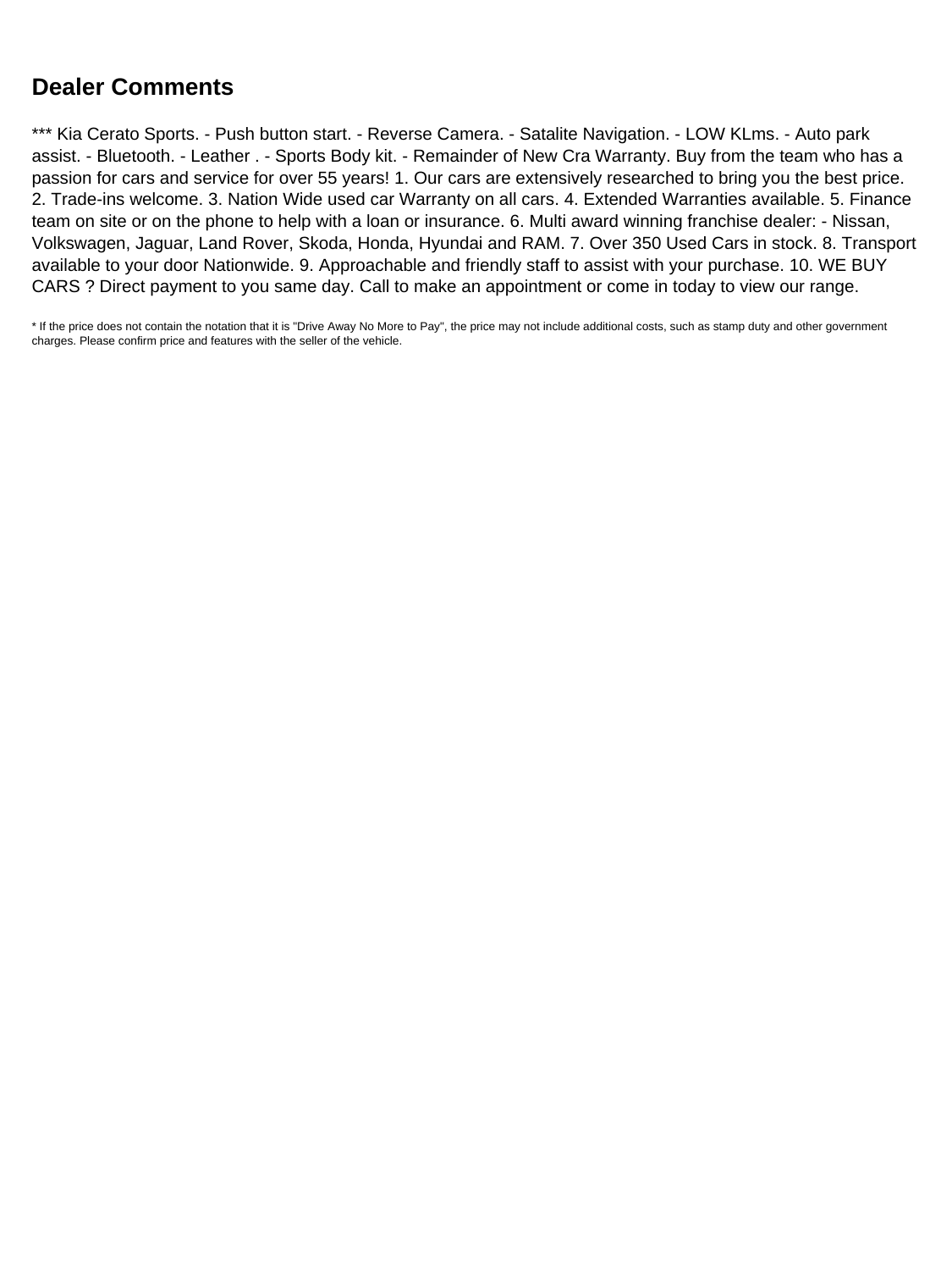## Dealer Comments

*** Kia Cerato Sports. - Push button start. - Reverse Camera. - Satalite Navigation. - LOW KLms. - Auto park assist. - Bluetooth. - Leather . - Sports Body kit. - Remainder of New Cra Warranty. Buy from the team who has a passion for cars and service for over 55 years! 1. Our cars are extensively researched to bring you the best price. 2. Trade-ins welcome. 3. Nation Wide used car Warranty on all cars. 4. Extended Warranties available. 5. Finance team on site or on the phone to help with a loan or insurance. 6. Multi award winning franchise dealer: - Nissan, Volkswagen, Jaguar, Land Rover, Skoda, Honda, Hyundai and RAM. 7. Over 350 Used Cars in stock. 8. Transport available to your door Nationwide. 9. Approachable and friendly staff to assist with your purchase. 10. WE BUY CARS ? Direct payment to you same day. Call to make an appointment or come in today to view our range.

* If the price does not contain the notation that it is "Drive Away No More to Pay", the price may not include additional costs, such as stamp duty and other government charges. Please confirm price and features with the seller of the vehicle.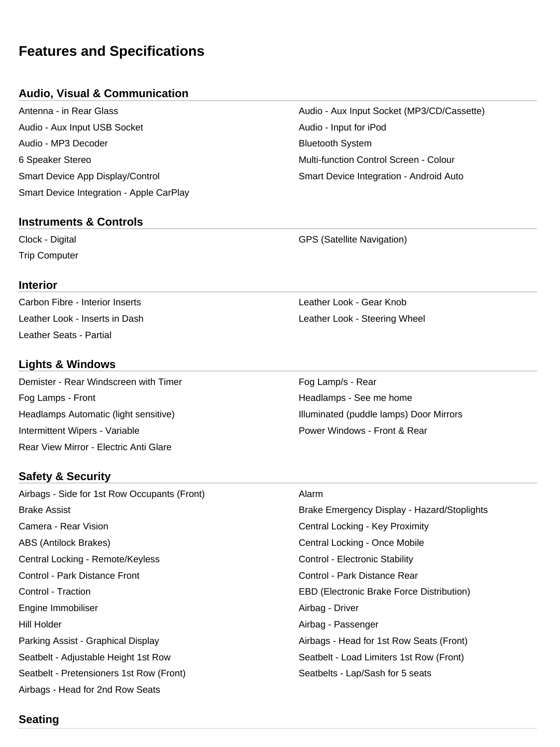# Features and Specifications

## Audio, Visual & Communication

- Antenna - in Rear Glass
- Audio - Aux Input Socket (MP3/CD/Cassette)
- Audio - Aux Input USB Socket
- Audio - Input for iPod
- Audio - MP3 Decoder
- Bluetooth System
- 6 Speaker Stereo
- Multi-function Control Screen - Colour
- Smart Device App Display/Control
- Smart Device Integration - Android Auto
- Smart Device Integration - Apple CarPlay

## Instruments & Controls

- Clock - Digital
- GPS (Satellite Navigation)
- Trip Computer

## Interior

- Carbon Fibre - Interior Inserts
- Leather Look - Gear Knob
- Leather Look - Inserts in Dash
- Leather Look - Steering Wheel
- Leather Seats - Partial

## Lights & Windows

- Demister - Rear Windscreen with Timer
- Fog Lamp/s - Rear
- Fog Lamps - Front
- Headlamps - See me home
- Headlamps Automatic (light sensitive)
- Illuminated (puddle lamps) Door Mirrors
- Intermittent Wipers - Variable
- Power Windows - Front & Rear
- Rear View Mirror - Electric Anti Glare

## Safety & Security

- Airbags - Side for 1st Row Occupants (Front)
- Alarm
- Brake Assist
- Brake Emergency Display - Hazard/Stoplights
- Camera - Rear Vision
- Central Locking - Key Proximity
- ABS (Antilock Brakes)
- Central Locking - Once Mobile
- Central Locking - Remote/Keyless
- Control - Electronic Stability
- Control - Park Distance Front
- Control - Park Distance Rear
- Control - Traction
- EBD (Electronic Brake Force Distribution)
- Engine Immobiliser
- Airbag - Driver
- Hill Holder
- Airbag - Passenger
- Parking Assist - Graphical Display
- Airbags - Head for 1st Row Seats (Front)
- Seatbelt - Adjustable Height 1st Row
- Seatbelt - Load Limiters 1st Row (Front)
- Seatbelt - Pretensioners 1st Row (Front)
- Seatbelts - Lap/Sash for 5 seats
- Airbags - Head for 2nd Row Seats

## Seating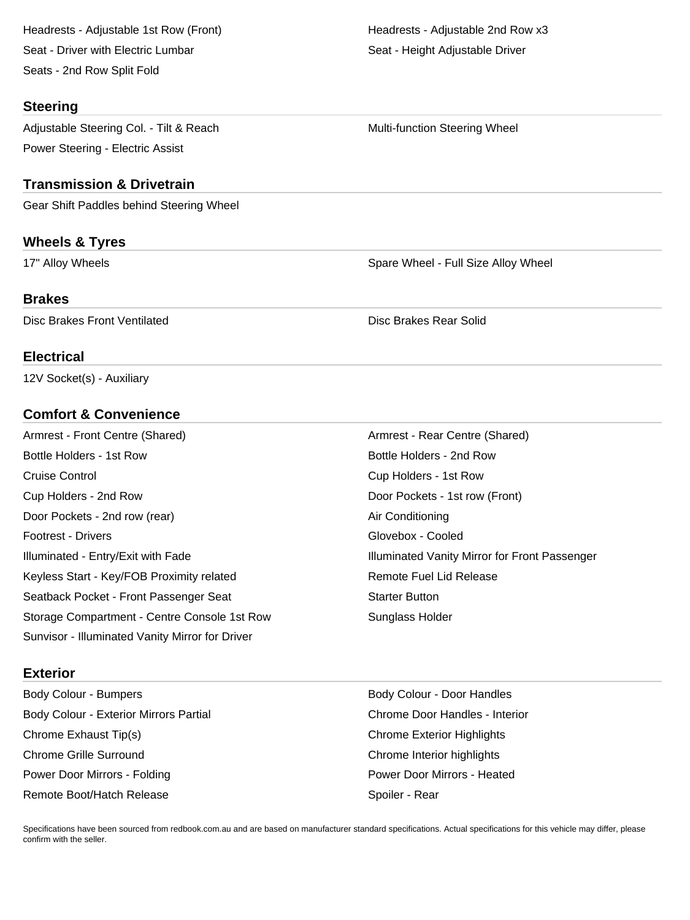- Headrests - Adjustable 1st Row (Front)
- Headrests - Adjustable 2nd Row x3
- Seat - Driver with Electric Lumbar
- Seat - Height Adjustable Driver
- Seats - 2nd Row Split Fold

## Steering

- Adjustable Steering Col. - Tilt & Reach
- Multi-function Steering Wheel
- Power Steering - Electric Assist

## Transmission & Drivetrain

- Gear Shift Paddles behind Steering Wheel

## Wheels & Tyres

- 17" Alloy Wheels
- Spare Wheel - Full Size Alloy Wheel

## Brakes

- Disc Brakes Front Ventilated
- Disc Brakes Rear Solid

## Electrical

- 12V Socket(s) - Auxiliary

## Comfort & Convenience

- Armrest - Front Centre (Shared)
- Armrest - Rear Centre (Shared)
- Bottle Holders - 1st Row
- Bottle Holders - 2nd Row
- Cruise Control
- Cup Holders - 1st Row
- Cup Holders - 2nd Row
- Door Pockets - 1st row (Front)
- Door Pockets - 2nd row (rear)
- Air Conditioning
- Footrest - Drivers
- Glovebox - Cooled
- Illuminated - Entry/Exit with Fade
- Illuminated Vanity Mirror for Front Passenger
- Keyless Start - Key/FOB Proximity related
- Remote Fuel Lid Release
- Seatback Pocket - Front Passenger Seat
- Starter Button
- Storage Compartment - Centre Console 1st Row
- Sunglass Holder
- Sunvisor - Illuminated Vanity Mirror for Driver

## Exterior

- Body Colour - Bumpers
- Body Colour - Door Handles
- Body Colour - Exterior Mirrors Partial
- Chrome Door Handles - Interior
- Chrome Exhaust Tip(s)
- Chrome Exterior Highlights
- Chrome Grille Surround
- Chrome Interior highlights
- Power Door Mirrors - Folding
- Power Door Mirrors - Heated
- Remote Boot/Hatch Release
- Spoiler - Rear

Specifications have been sourced from redbook.com.au and are based on manufacturer standard specifications. Actual specifications for this vehicle may differ, please confirm with the seller.